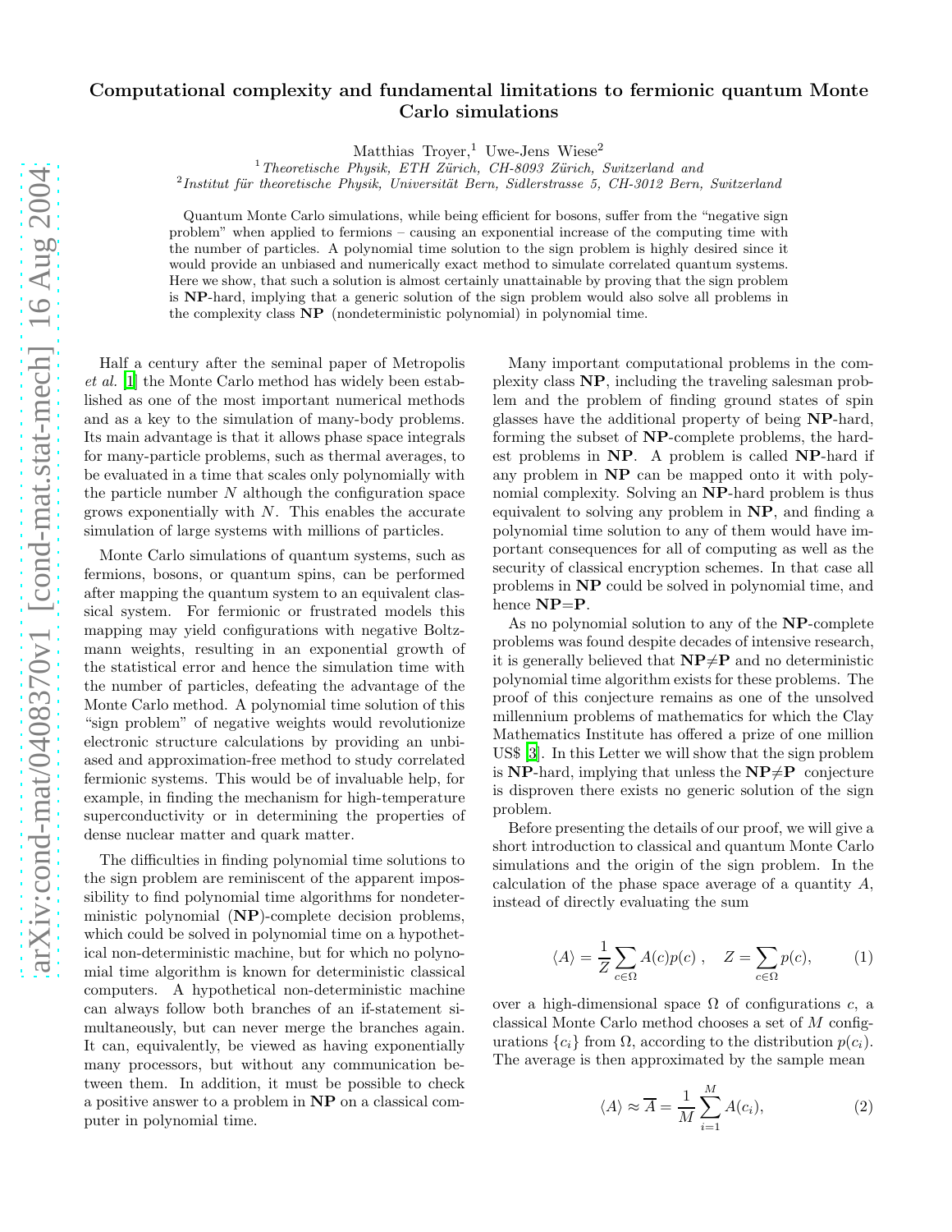# Computational complexity and fundamental limitations to fermionic quantum Monte Carlo simulations

Matthias Troyer,[1] Uwe-Jens Wiese[2]

[1] *Theoretische Physik, ETH Zürich, CH-8093 Zürich, Switzerland and*
[2] *Institut für theoretische Physik, Universität Bern, Sidlerstrasse 5, CH-3012 Bern, Switzerland*

Quantum Monte Carlo simulations, while being efficient for bosons, suffer from the "negative sign problem" when applied to fermions – causing an exponential increase of the computing time with the number of particles. A polynomial time solution to the sign problem is highly desired since it would provide an unbiased and numerically exact method to simulate correlated quantum systems. Here we show, that such a solution is almost certainly unattainable by proving that the sign problem is **NP**-hard, implying that a generic solution of the sign problem would also solve all problems in the complexity class **NP** (nondeterministic polynomial) in polynomial time.

Half a century after the seminal paper of Metropolis *et al.* [1] the Monte Carlo method has widely been established as one of the most important numerical methods and as a key to the simulation of many-body problems. Its main advantage is that it allows phase space integrals for many-particle problems, such as thermal averages, to be evaluated in a time that scales only polynomially with the particle number $N$ although the configuration space grows exponentially with $N$. This enables the accurate simulation of large systems with millions of particles.

Monte Carlo simulations of quantum systems, such as fermions, bosons, or quantum spins, can be performed after mapping the quantum system to an equivalent classical system. For fermionic or frustrated models this mapping may yield configurations with negative Boltzmann weights, resulting in an exponential growth of the statistical error and hence the simulation time with the number of particles, defeating the advantage of the Monte Carlo method. A polynomial time solution of this "sign problem" of negative weights would revolutionize electronic structure calculations by providing an unbiased and approximation-free method to study correlated fermionic systems. This would be of invaluable help, for example, in finding the mechanism for high-temperature superconductivity or in determining the properties of dense nuclear matter and quark matter.

The difficulties in finding polynomial time solutions to the sign problem are reminiscent of the apparent impossibility to find polynomial time algorithms for nondeterministic polynomial (**NP**)-complete decision problems, which could be solved in polynomial time on a hypothetical non-deterministic machine, but for which no polynomial time algorithm is known for deterministic classical computers. A hypothetical non-deterministic machine can always follow both branches of an if-statement simultaneously, but can never merge the branches again. It can, equivalently, be viewed as having exponentially many processors, but without any communication between them. In addition, it must be possible to check a positive answer to a problem in **NP** on a classical computer in polynomial time.

Many important computational problems in the complexity class **NP**, including the traveling salesman problem and the problem of finding ground states of spin glasses have the additional property of being **NP**-hard, forming the subset of **NP**-complete problems, the hardest problems in **NP**. A problem is called **NP**-hard if any problem in **NP** can be mapped onto it with polynomial complexity. Solving an **NP**-hard problem is thus equivalent to solving any problem in **NP**, and finding a polynomial time solution to any of them would have important consequences for all of computing as well as the security of classical encryption schemes. In that case all problems in **NP** could be solved in polynomial time, and hence **NP**=**P**.

As no polynomial solution to any of the **NP**-complete problems was found despite decades of intensive research, it is generally believed that **NP**≠**P** and no deterministic polynomial time algorithm exists for these problems. The proof of this conjecture remains as one of the unsolved millennium problems of mathematics for which the Clay Mathematics Institute has offered a prize of one million US$ [3]. In this Letter we will show that the sign problem is **NP**-hard, implying that unless the **NP**≠**P** conjecture is disproven there exists no generic solution of the sign problem.

Before presenting the details of our proof, we will give a short introduction to classical and quantum Monte Carlo simulations and the origin of the sign problem. In the calculation of the phase space average of a quantity $A$, instead of directly evaluating the sum

$$\langle A \rangle = \frac{1}{Z} \sum_{c \in \Omega} A(c) p(c) \ , \quad Z = \sum_{c \in \Omega} p(c), \tag{1}$$

over a high-dimensional space $\Omega$ of configurations $c$, a classical Monte Carlo method chooses a set of $M$ configurations $\{c_i\}$ from $\Omega$, according to the distribution $p(c_i)$. The average is then approximated by the sample mean

$$\langle A \rangle \approx \overline{A} = \frac{1}{M} \sum_{i=1}^{M} A(c_i), \tag{2}$$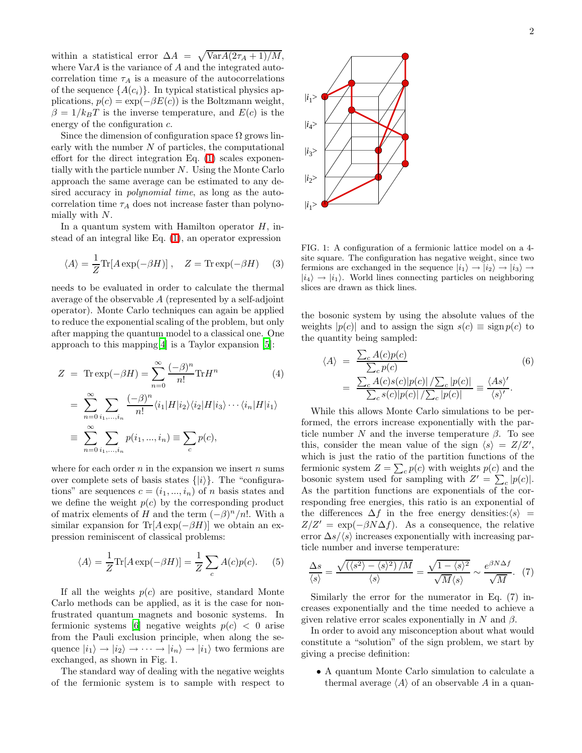within a statistical error $\Delta A = \sqrt{\mathrm{Var}A(2\tau_A + 1)/M}$, where $\mathrm{Var}A$ is the variance of $A$ and the integrated autocorrelation time $\tau_A$ is a measure of the autocorrelations of the sequence $\{A(c_i)\}$. In typical statistical physics applications, $p(c) = \exp(-\beta E(c))$ is the Boltzmann weight, $\beta = 1/k_B T$ is the inverse temperature, and $E(c)$ is the energy of the configuration $c$.

Since the dimension of configuration space $\Omega$ grows linearly with the number $N$ of particles, the computational effort for the direct integration Eq. (1) scales exponentially with the particle number $N$. Using the Monte Carlo approach the same average can be estimated to any desired accuracy in *polynomial time*, as long as the autocorrelation time $\tau_A$ does not increase faster than polynomially with $N$.

In a quantum system with Hamilton operator $H$, instead of an integral like Eq. (1), an operator expression

$$\langle A \rangle = \frac{1}{Z}\mathrm{Tr}[A\exp(-\beta H)]\,, \quad Z = \mathrm{Tr}\exp(-\beta H) \tag{3}$$

needs to be evaluated in order to calculate the thermal average of the observable $A$ (represented by a self-adjoint operator). Monte Carlo techniques can again be applied to reduce the exponential scaling of the problem, but only after mapping the quantum model to a classical one. One approach to this mapping[4] is a Taylor expansion [5]:

$$\begin{aligned}
Z &= \mathrm{Tr}\exp(-\beta H) = \sum_{n=0}^{\infty}\frac{(-\beta)^n}{n!}\mathrm{Tr}H^n \\
&= \sum_{n=0}^{\infty}\sum_{i_1,\ldots,i_n}\frac{(-\beta)^n}{n!}\langle i_1|H|i_2\rangle\langle i_2|H|i_3\rangle\cdots\langle i_n|H|i_1\rangle \\
&\equiv \sum_{n=0}^{\infty}\sum_{i_1,\ldots,i_n} p(i_1,\ldots,i_n) \equiv \sum_c p(c),
\end{aligned} \tag{4}$$

where for each order $n$ in the expansion we insert $n$ sums over complete sets of basis states $\{|i\rangle\}$. The "configurations" are sequences $c = (i_1, \ldots, i_n)$ of $n$ basis states and we define the weight $p(c)$ by the corresponding product of matrix elements of $H$ and the term $(-\beta)^n/n!$. With a similar expansion for $\mathrm{Tr}[A\exp(-\beta H)]$ we obtain an expression reminiscent of classical problems:

$$\langle A \rangle = \frac{1}{Z}\mathrm{Tr}[A\exp(-\beta H)] = \frac{1}{Z}\sum_c A(c)p(c). \tag{5}$$

If all the weights $p(c)$ are positive, standard Monte Carlo methods can be applied, as it is the case for non-frustrated quantum magnets and bosonic systems. In fermionic systems [6] negative weights $p(c) < 0$ arise from the Pauli exclusion principle, when along the sequence $|i_1\rangle \to |i_2\rangle \to \cdots \to |i_n\rangle \to |i_1\rangle$ two fermions are exchanged, as shown in Fig. 1.

The standard way of dealing with the negative weights of the fermionic system is to sample with respect to the bosonic system by using the absolute values of the weights $|p(c)|$ and to assign the sign $s(c) \equiv \mathrm{sign}\, p(c)$ to the quantity being sampled:

$$\begin{aligned}
\langle A \rangle &= \frac{\sum_c A(c)p(c)}{\sum_c p(c)} \\
&= \frac{\sum_c A(c)s(c)|p(c)| / \sum_c |p(c)|}{\sum_c s(c)|p(c)| / \sum_c |p(c)|} \equiv \frac{\langle As\rangle'}{\langle s\rangle'}.
\end{aligned} \tag{6}$$

FIG. 1: A configuration of a fermionic lattice model on a 4-site square. The configuration has negative weight, since two fermions are exchanged in the sequence $|i_1\rangle \to |i_2\rangle \to |i_3\rangle \to |i_4\rangle \to |i_1\rangle$. World lines connecting particles on neighboring slices are drawn as thick lines.

While this allows Monte Carlo simulations to be performed, the errors increase exponentially with the particle number $N$ and the inverse temperature $\beta$. To see this, consider the mean value of the sign $\langle s\rangle = Z/Z'$, which is just the ratio of the partition functions of the fermionic system $Z = \sum_c p(c)$ with weights $p(c)$ and the bosonic system used for sampling with $Z' = \sum_c |p(c)|$. As the partition functions are exponentials of the corresponding free energies, this ratio is an exponential of the differences $\Delta f$ in the free energy densities: $\langle s\rangle = Z/Z' = \exp(-\beta N \Delta f)$. As a consequence, the relative error $\Delta s/\langle s\rangle$ increases exponentially with increasing particle number and inverse temperature:

$$\frac{\Delta s}{\langle s\rangle} = \frac{\sqrt{\left(\langle s^2\rangle - \langle s\rangle^2\right)/M}}{\langle s\rangle} = \frac{\sqrt{1-\langle s\rangle^2}}{\sqrt{M}\langle s\rangle} \sim \frac{e^{\beta N \Delta f}}{\sqrt{M}}. \tag{7}$$

Similarly the error for the numerator in Eq. (7) increases exponentially and the time needed to achieve a given relative error scales exponentially in $N$ and $\beta$.

In order to avoid any misconception about what would constitute a "solution" of the sign problem, we start by giving a precise definition:

- A quantum Monte Carlo simulation to calculate a thermal average $\langle A\rangle$ of an observable $A$ in a quan-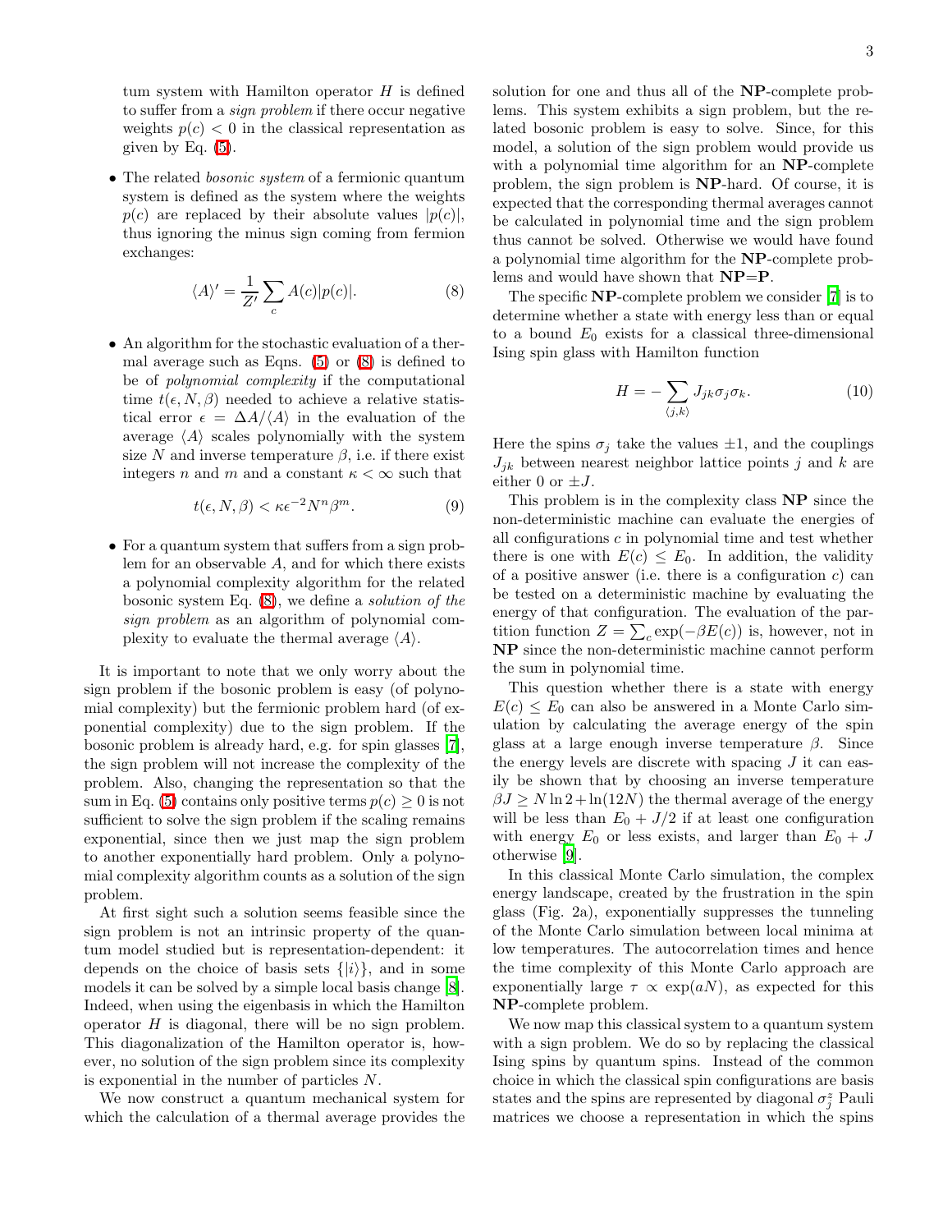tum system with Hamilton operator $H$ is defined to suffer from a *sign problem* if there occur negative weights $p(c) < 0$ in the classical representation as given by Eq. (5).

- The related *bosonic system* of a fermionic quantum system is defined as the system where the weights $p(c)$ are replaced by their absolute values $|p(c)|$, thus ignoring the minus sign coming from fermion exchanges:

$$\langle A \rangle' = \frac{1}{Z'} \sum_c A(c)|p(c)|. \tag{8}$$

- An algorithm for the stochastic evaluation of a thermal average such as Eqns. (5) or (8) is defined to be of *polynomial complexity* if the computational time $t(\epsilon, N, \beta)$ needed to achieve a relative statistical error $\epsilon = \Delta A / \langle A \rangle$ in the evaluation of the average $\langle A \rangle$ scales polynomially with the system size $N$ and inverse temperature $\beta$, i.e. if there exist integers $n$ and $m$ and a constant $\kappa < \infty$ such that

$$t(\epsilon, N, \beta) < \kappa \epsilon^{-2} N^n \beta^m. \tag{9}$$

- For a quantum system that suffers from a sign problem for an observable $A$, and for which there exists a polynomial complexity algorithm for the related bosonic system Eq. (8), we define a *solution of the sign problem* as an algorithm of polynomial complexity to evaluate the thermal average $\langle A \rangle$.

It is important to note that we only worry about the sign problem if the bosonic problem is easy (of polynomial complexity) but the fermionic problem hard (of exponential complexity) due to the sign problem. If the bosonic problem is already hard, e.g. for spin glasses [7], the sign problem will not increase the complexity of the problem. Also, changing the representation so that the sum in Eq. (5) contains only positive terms $p(c) \geq 0$ is not sufficient to solve the sign problem if the scaling remains exponential, since then we just map the sign problem to another exponentially hard problem. Only a polynomial complexity algorithm counts as a solution of the sign problem.

At first sight such a solution seems feasible since the sign problem is not an intrinsic property of the quantum model studied but is representation-dependent: it depends on the choice of basis sets $\{|i\rangle\}$, and in some models it can be solved by a simple local basis change [8]. Indeed, when using the eigenbasis in which the Hamilton operator $H$ is diagonal, there will be no sign problem. This diagonalization of the Hamilton operator is, however, no solution of the sign problem since its complexity is exponential in the number of particles $N$.

We now construct a quantum mechanical system for which the calculation of a thermal average provides the solution for one and thus all of the **NP**-complete problems. This system exhibits a sign problem, but the related bosonic problem is easy to solve. Since, for this model, a solution of the sign problem would provide us with a polynomial time algorithm for an **NP**-complete problem, the sign problem is **NP**-hard. Of course, it is expected that the corresponding thermal averages cannot be calculated in polynomial time and the sign problem thus cannot be solved. Otherwise we would have found a polynomial time algorithm for the **NP**-complete problems and would have shown that **NP**=**P**.

The specific **NP**-complete problem we consider [7] is to determine whether a state with energy less than or equal to a bound $E_0$ exists for a classical three-dimensional Ising spin glass with Hamilton function

$$H = -\sum_{\langle j,k \rangle} J_{jk} \sigma_j \sigma_k. \tag{10}$$

Here the spins $\sigma_j$ take the values $\pm 1$, and the couplings $J_{jk}$ between nearest neighbor lattice points $j$ and $k$ are either 0 or $\pm J$.

This problem is in the complexity class **NP** since the non-deterministic machine can evaluate the energies of all configurations $c$ in polynomial time and test whether there is one with $E(c) \leq E_0$. In addition, the validity of a positive answer (i.e. there is a configuration $c$) can be tested on a deterministic machine by evaluating the energy of that configuration. The evaluation of the partition function $Z = \sum_c \exp(-\beta E(c))$ is, however, not in **NP** since the non-deterministic machine cannot perform the sum in polynomial time.

This question whether there is a state with energy $E(c) \leq E_0$ can also be answered in a Monte Carlo simulation by calculating the average energy of the spin glass at a large enough inverse temperature $\beta$. Since the energy levels are discrete with spacing $J$ it can easily be shown that by choosing an inverse temperature $\beta J \geq N \ln 2 + \ln(12N)$ the thermal average of the energy will be less than $E_0 + J/2$ if at least one configuration with energy $E_0$ or less exists, and larger than $E_0 + J$ otherwise [9].

In this classical Monte Carlo simulation, the complex energy landscape, created by the frustration in the spin glass (Fig. 2a), exponentially suppresses the tunneling of the Monte Carlo simulation between local minima at low temperatures. The autocorrelation times and hence the time complexity of this Monte Carlo approach are exponentially large $\tau \propto \exp(aN)$, as expected for this **NP**-complete problem.

We now map this classical system to a quantum system with a sign problem. We do so by replacing the classical Ising spins by quantum spins. Instead of the common choice in which the classical spin configurations are basis states and the spins are represented by diagonal $\sigma_j^z$ Pauli matrices we choose a representation in which the spins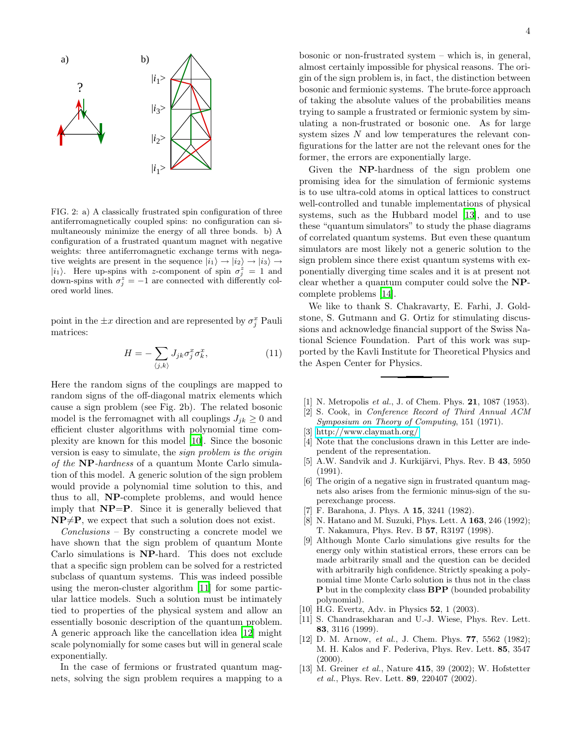FIG. 2: a) A classically frustrated spin configuration of three antiferromagnetically coupled spins: no configuration can simultaneously minimize the energy of all three bonds. b) A configuration of a frustrated quantum magnet with negative weights: three antiferromagnetic exchange terms with negative weights are present in the sequence $|i_1\rangle \rightarrow |i_2\rangle \rightarrow |i_3\rangle \rightarrow |i_1\rangle$. Here up-spins with $z$-component of spin $\sigma_j^z = 1$ and down-spins with $\sigma_j^z = -1$ are connected with differently colored world lines.

point in the $\pm x$ direction and are represented by $\sigma_j^x$ Pauli matrices:

$$H = -\sum_{\langle j,k \rangle} J_{jk} \sigma_j^x \sigma_k^x, \tag{11}$$

Here the random signs of the couplings are mapped to random signs of the off-diagonal matrix elements which cause a sign problem (see Fig. 2b). The related bosonic model is the ferromagnet with all couplings $J_{jk} \geq 0$ and efficient cluster algorithms with polynomial time complexity are known for this model [10]. Since the bosonic version is easy to simulate, the *sign problem is the origin of the* **NP***-hardness* of a quantum Monte Carlo simulation of this model. A generic solution of the sign problem would provide a polynomial time solution to this, and thus to all, **NP**-complete problems, and would hence imply that **NP**=**P**. Since it is generally believed that **NP**$\neq$**P**, we expect that such a solution does not exist.

*Conclusions* – By constructing a concrete model we have shown that the sign problem of quantum Monte Carlo simulations is **NP**-hard. This does not exclude that a specific sign problem can be solved for a restricted subclass of quantum systems. This was indeed possible using the meron-cluster algorithm [11] for some particular lattice models. Such a solution must be intimately tied to properties of the physical system and allow an essentially bosonic description of the quantum problem. A generic approach like the cancellation idea [12] might scale polynomially for some cases but will in general scale exponentially.

In the case of fermions or frustrated quantum magnets, solving the sign problem requires a mapping to a bosonic or non-frustrated system – which is, in general, almost certainly impossible for physical reasons. The origin of the sign problem is, in fact, the distinction between bosonic and fermionic systems. The brute-force approach of taking the absolute values of the probabilities means trying to sample a frustrated or fermionic system by simulating a non-frustrated or bosonic one. As for large system sizes $N$ and low temperatures the relevant configurations for the latter are not the relevant ones for the former, the errors are exponentially large.

Given the **NP**-hardness of the sign problem one promising idea for the simulation of fermionic systems is to use ultra-cold atoms in optical lattices to construct well-controlled and tunable implementations of physical systems, such as the Hubbard model [13], and to use these "quantum simulators" to study the phase diagrams of correlated quantum systems. But even these quantum simulators are most likely not a generic solution to the sign problem since there exist quantum systems with exponentially diverging time scales and it is at present not clear whether a quantum computer could solve the **NP**-complete problems [14].

We like to thank S. Chakravarty, E. Farhi, J. Goldstone, S. Gutmann and G. Ortiz for stimulating discussions and acknowledge financial support of the Swiss National Science Foundation. Part of this work was supported by the Kavli Institute for Theoretical Physics and the Aspen Center for Physics.

---

[1] N. Metropolis *et al.*, J. of Chem. Phys. **21**, 1087 (1953).

[2] S. Cook, in *Conference Record of Third Annual ACM Symposium on Theory of Computing*, 151 (1971).

[3] http://www.claymath.org/

[4] Note that the conclusions drawn in this Letter are independent of the representation.

[5] A.W. Sandvik and J. Kurkijärvi, Phys. Rev. B **43**, 5950 (1991).

[6] The origin of a negative sign in frustrated quantum magnets also arises from the fermionic minus-sign of the superexchange process.

[7] F. Barahona, J. Phys. A **15**, 3241 (1982).

[8] N. Hatano and M. Suzuki, Phys. Lett. A **163**, 246 (1992); T. Nakamura, Phys. Rev. B **57**, R3197 (1998).

[9] Although Monte Carlo simulations give results for the energy only within statistical errors, these errors can be made arbitrarily small and the question can be decided with arbitrarily high confidence. Strictly speaking a polynomial time Monte Carlo solution is thus not in the class **P** but in the complexity class **BPP** (bounded probability polynomial).

[10] H.G. Evertz, Adv. in Physics **52**, 1 (2003).

[11] S. Chandrasekharan and U.-J. Wiese, Phys. Rev. Lett. **83**, 3116 (1999).

[12] D. M. Arnow, *et al.*, J. Chem. Phys. **77**, 5562 (1982); M. H. Kalos and F. Pederiva, Phys. Rev. Lett. **85**, 3547 (2000).

[13] M. Greiner *et al.*, Nature **415**, 39 (2002); W. Hofstetter *et al.*, Phys. Rev. Lett. **89**, 220407 (2002).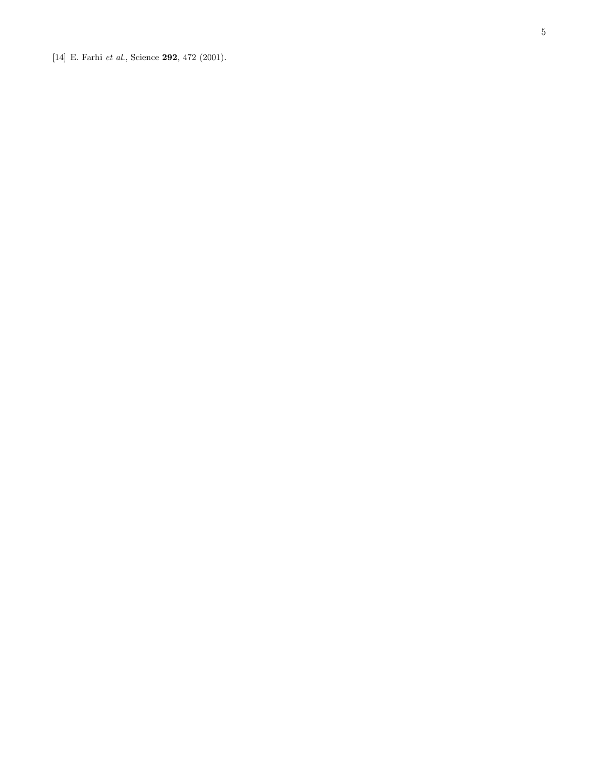[14] E. Farhi *et al.*, Science **292**, 472 (2001).